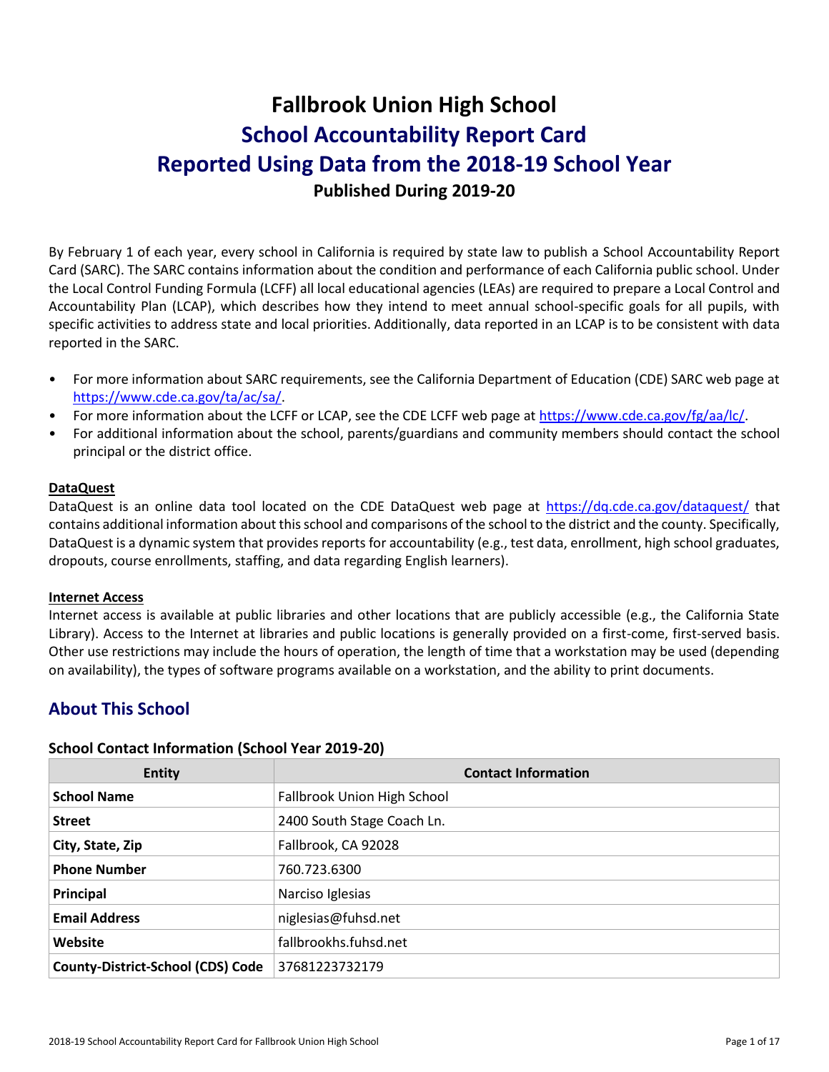# Fallbrook Union High School

## School Accountability Report Card

## Reported Using Data from the 2018-19 School Year

**Published During 2019-20**

By February 1 of each year, every school in California is required by state law to publish a School Accountability Report Card (SARC). The SARC contains information about the condition and performance of each California public school. Under the Local Control Funding Formula (LCFF) all local educational agencies (LEAs) are required to prepare a Local Control and Accountability Plan (LCAP), which describes how they intend to meet annual school-specific goals for all pupils, with specific activities to address state and local priorities. Additionally, data reported in an LCAP is to be consistent with data reported in the SARC.

- For more information about SARC requirements, see the California Department of Education (CDE) SARC web page at https://www.cde.ca.gov/ta/ac/sa/.
- For more information about the LCFF or LCAP, see the CDE LCFF web page at https://www.cde.ca.gov/fg/aa/lc/.
- For additional information about the school, parents/guardians and community members should contact the school principal or the district office.

**DataQuest**

DataQuest is an online data tool located on the CDE DataQuest web page at https://dq.cde.ca.gov/dataquest/ that contains additional information about this school and comparisons of the school to the district and the county. Specifically, DataQuest is a dynamic system that provides reports for accountability (e.g., test data, enrollment, high school graduates, dropouts, course enrollments, staffing, and data regarding English learners).

**Internet Access**

Internet access is available at public libraries and other locations that are publicly accessible (e.g., the California State Library). Access to the Internet at libraries and public locations is generally provided on a first-come, first-served basis. Other use restrictions may include the hours of operation, the length of time that a workstation may be used (depending on availability), the types of software programs available on a workstation, and the ability to print documents.

## About This School

### School Contact Information (School Year 2019-20)

| Entity | Contact Information |
|---|---|
| **School Name** | Fallbrook Union High School |
| **Street** | 2400 South Stage Coach Ln. |
| **City, State, Zip** | Fallbrook, CA 92028 |
| **Phone Number** | 760.723.6300 |
| **Principal** | Narciso Iglesias |
| **Email Address** | niglesias@fuhsd.net |
| **Website** | fallbrookhs.fuhsd.net |
| **County-District-School (CDS) Code** | 37681223732179 |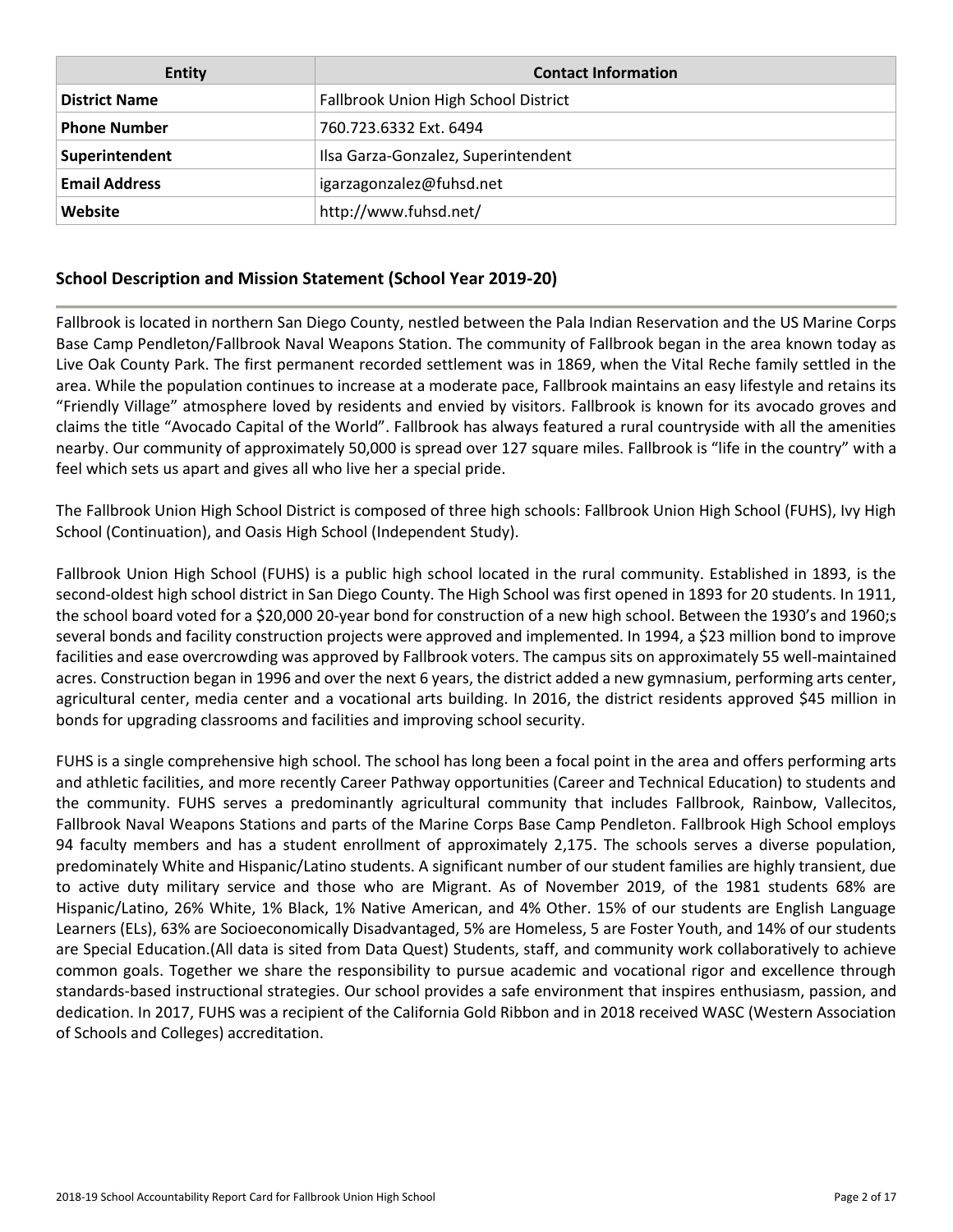| Entity | Contact Information |
| --- | --- |
| **District Name** | Fallbrook Union High School District |
| **Phone Number** | 760.723.6332 Ext. 6494 |
| **Superintendent** | Ilsa Garza-Gonzalez, Superintendent |
| **Email Address** | igarzagonzalez@fuhsd.net |
| **Website** | http://www.fuhsd.net/ |

## School Description and Mission Statement (School Year 2019-20)

Fallbrook is located in northern San Diego County, nestled between the Pala Indian Reservation and the US Marine Corps Base Camp Pendleton/Fallbrook Naval Weapons Station. The community of Fallbrook began in the area known today as Live Oak County Park. The first permanent recorded settlement was in 1869, when the Vital Reche family settled in the area. While the population continues to increase at a moderate pace, Fallbrook maintains an easy lifestyle and retains its "Friendly Village" atmosphere loved by residents and envied by visitors. Fallbrook is known for its avocado groves and claims the title "Avocado Capital of the World". Fallbrook has always featured a rural countryside with all the amenities nearby. Our community of approximately 50,000 is spread over 127 square miles. Fallbrook is "life in the country" with a feel which sets us apart and gives all who live her a special pride.

The Fallbrook Union High School District is composed of three high schools: Fallbrook Union High School (FUHS), Ivy High School (Continuation), and Oasis High School (Independent Study).

Fallbrook Union High School (FUHS) is a public high school located in the rural community. Established in 1893, is the second-oldest high school district in San Diego County. The High School was first opened in 1893 for 20 students. In 1911, the school board voted for a $20,000 20-year bond for construction of a new high school. Between the 1930's and 1960;s several bonds and facility construction projects were approved and implemented. In 1994, a $23 million bond to improve facilities and ease overcrowding was approved by Fallbrook voters. The campus sits on approximately 55 well-maintained acres. Construction began in 1996 and over the next 6 years, the district added a new gymnasium, performing arts center, agricultural center, media center and a vocational arts building. In 2016, the district residents approved $45 million in bonds for upgrading classrooms and facilities and improving school security.

FUHS is a single comprehensive high school. The school has long been a focal point in the area and offers performing arts and athletic facilities, and more recently Career Pathway opportunities (Career and Technical Education) to students and the community. FUHS serves a predominantly agricultural community that includes Fallbrook, Rainbow, Vallecitos, Fallbrook Naval Weapons Stations and parts of the Marine Corps Base Camp Pendleton. Fallbrook High School employs 94 faculty members and has a student enrollment of approximately 2,175. The schools serves a diverse population, predominately White and Hispanic/Latino students. A significant number of our student families are highly transient, due to active duty military service and those who are Migrant. As of November 2019, of the 1981 students 68% are Hispanic/Latino, 26% White, 1% Black, 1% Native American, and 4% Other. 15% of our students are English Language Learners (ELs), 63% are Socioeconomically Disadvantaged, 5% are Homeless, 5 are Foster Youth, and 14% of our students are Special Education.(All data is sited from Data Quest) Students, staff, and community work collaboratively to achieve common goals. Together we share the responsibility to pursue academic and vocational rigor and excellence through standards-based instructional strategies. Our school provides a safe environment that inspires enthusiasm, passion, and dedication. In 2017, FUHS was a recipient of the California Gold Ribbon and in 2018 received WASC (Western Association of Schools and Colleges) accreditation.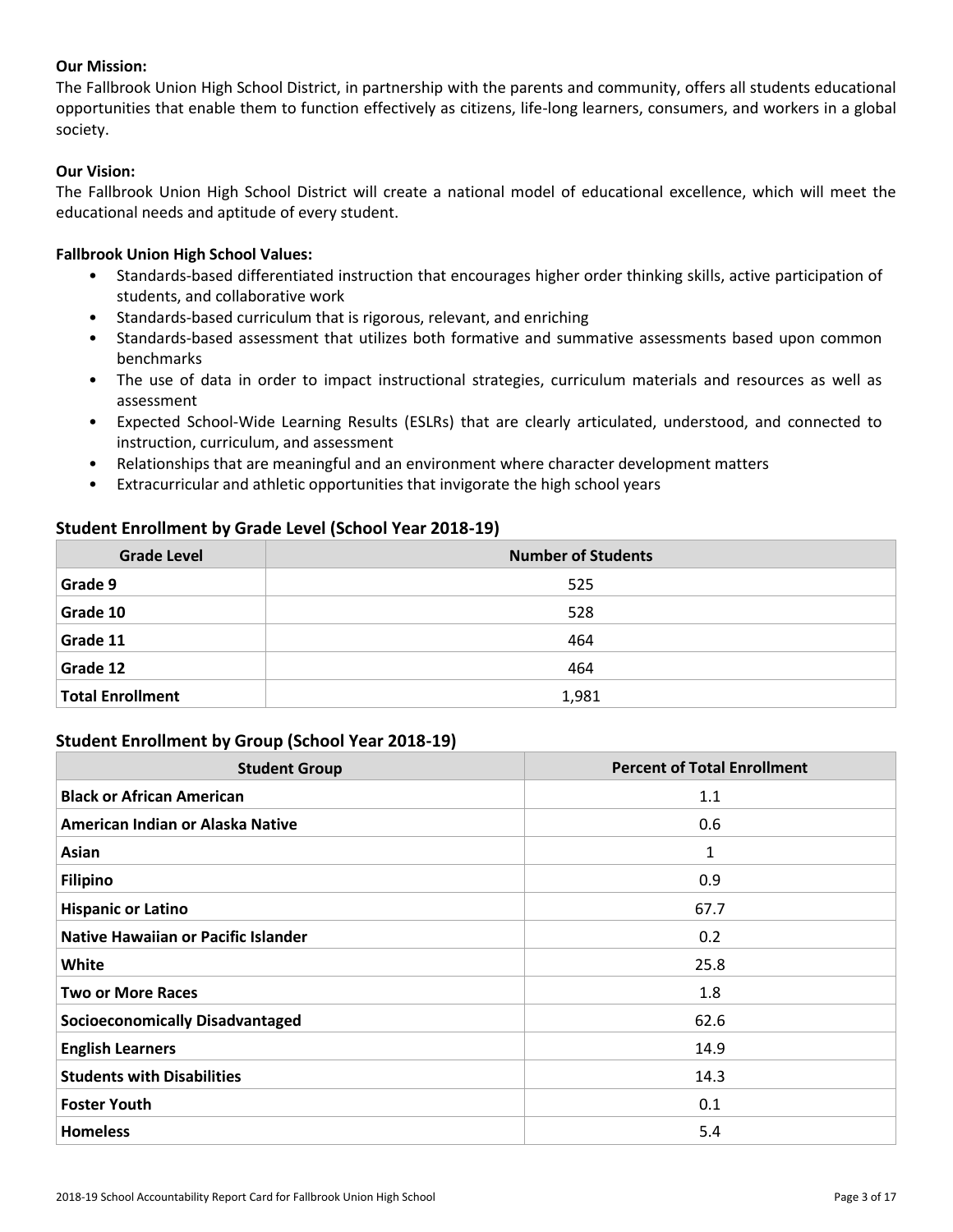**Our Mission:**
The Fallbrook Union High School District, in partnership with the parents and community, offers all students educational opportunities that enable them to function effectively as citizens, life-long learners, consumers, and workers in a global society.

**Our Vision:**
The Fallbrook Union High School District will create a national model of educational excellence, which will meet the educational needs and aptitude of every student.

**Fallbrook Union High School Values:**

- Standards-based differentiated instruction that encourages higher order thinking skills, active participation of students, and collaborative work
- Standards-based curriculum that is rigorous, relevant, and enriching
- Standards-based assessment that utilizes both formative and summative assessments based upon common benchmarks
- The use of data in order to impact instructional strategies, curriculum materials and resources as well as assessment
- Expected School-Wide Learning Results (ESLRs) that are clearly articulated, understood, and connected to instruction, curriculum, and assessment
- Relationships that are meaningful and an environment where character development matters
- Extracurricular and athletic opportunities that invigorate the high school years

## Student Enrollment by Grade Level (School Year 2018-19)

| Grade Level | Number of Students |
|---|---|
| **Grade 9** | 525 |
| **Grade 10** | 528 |
| **Grade 11** | 464 |
| **Grade 12** | 464 |
| **Total Enrollment** | 1,981 |

## Student Enrollment by Group (School Year 2018-19)

| Student Group | Percent of Total Enrollment |
|---|---|
| **Black or African American** | 1.1 |
| **American Indian or Alaska Native** | 0.6 |
| **Asian** | 1 |
| **Filipino** | 0.9 |
| **Hispanic or Latino** | 67.7 |
| **Native Hawaiian or Pacific Islander** | 0.2 |
| **White** | 25.8 |
| **Two or More Races** | 1.8 |
| **Socioeconomically Disadvantaged** | 62.6 |
| **English Learners** | 14.9 |
| **Students with Disabilities** | 14.3 |
| **Foster Youth** | 0.1 |
| **Homeless** | 5.4 |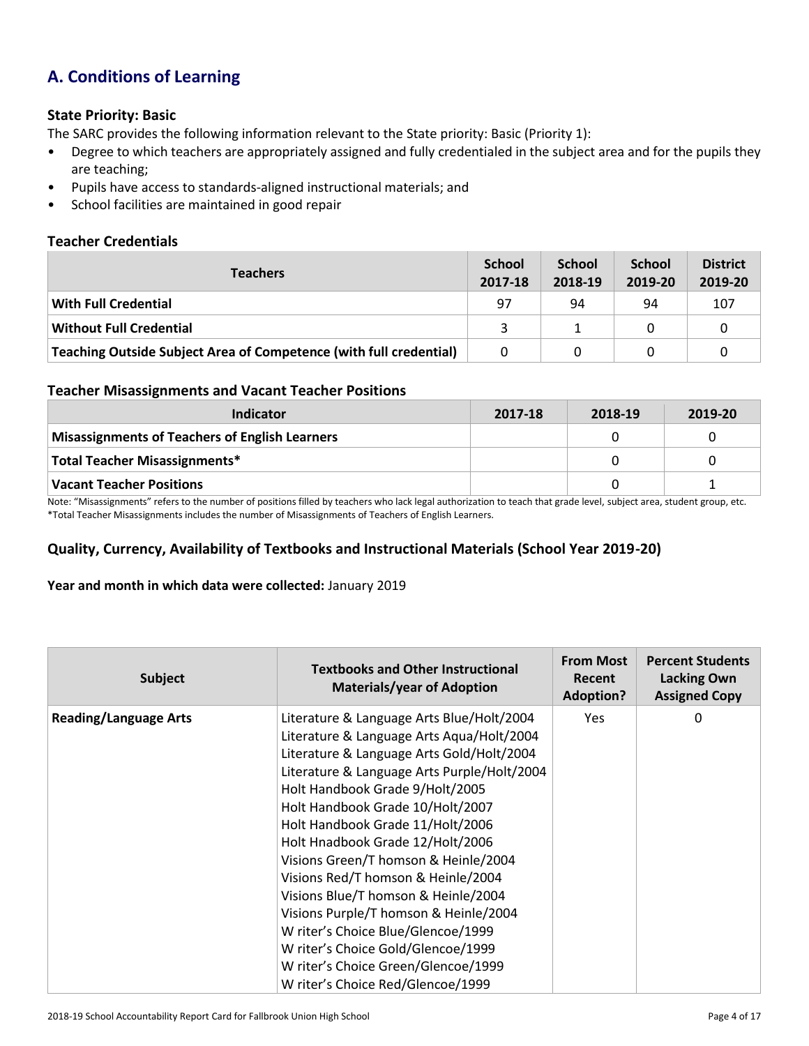## A. Conditions of Learning

### State Priority: Basic

The SARC provides the following information relevant to the State priority: Basic (Priority 1):

- Degree to which teachers are appropriately assigned and fully credentialed in the subject area and for the pupils they are teaching;
- Pupils have access to standards-aligned instructional materials; and
- School facilities are maintained in good repair

### Teacher Credentials

| Teachers | School 2017-18 | School 2018-19 | School 2019-20 | District 2019-20 |
|---|---|---|---|---|
| **With Full Credential** | 97 | 94 | 94 | 107 |
| **Without Full Credential** | 3 | 1 | 0 | 0 |
| **Teaching Outside Subject Area of Competence (with full credential)** | 0 | 0 | 0 | 0 |

### Teacher Misassignments and Vacant Teacher Positions

| Indicator | 2017-18 | 2018-19 | 2019-20 |
|---|---|---|---|
| **Misassignments of Teachers of English Learners** | | 0 | 0 |
| **Total Teacher Misassignments*** | | 0 | 0 |
| **Vacant Teacher Positions** | | 0 | 1 |

Note: “Misassignments” refers to the number of positions filled by teachers who lack legal authorization to teach that grade level, subject area, student group, etc.
*Total Teacher Misassignments includes the number of Misassignments of Teachers of English Learners.

### Quality, Currency, Availability of Textbooks and Instructional Materials (School Year 2019-20)

**Year and month in which data were collected:** January 2019

| Subject | Textbooks and Other Instructional Materials/year of Adoption | From Most Recent Adoption? | Percent Students Lacking Own Assigned Copy |
|---|---|---|---|
| **Reading/Language Arts** | Literature & Language Arts Blue/Holt/2004<br>Literature & Language Arts Aqua/Holt/2004<br>Literature & Language Arts Gold/Holt/2004<br>Literature & Language Arts Purple/Holt/2004<br>Holt Handbook Grade 9/Holt/2005<br>Holt Handbook Grade 10/Holt/2007<br>Holt Handbook Grade 11/Holt/2006<br>Holt Hnadbook Grade 12/Holt/2006<br>Visions Green/T homson & Heinle/2004<br>Visions Red/T homson & Heinle/2004<br>Visions Blue/T homson & Heinle/2004<br>Visions Purple/T homson & Heinle/2004<br>W riter’s Choice Blue/Glencoe/1999<br>W riter’s Choice Gold/Glencoe/1999<br>W riter’s Choice Green/Glencoe/1999<br>W riter’s Choice Red/Glencoe/1999 | Yes | 0 |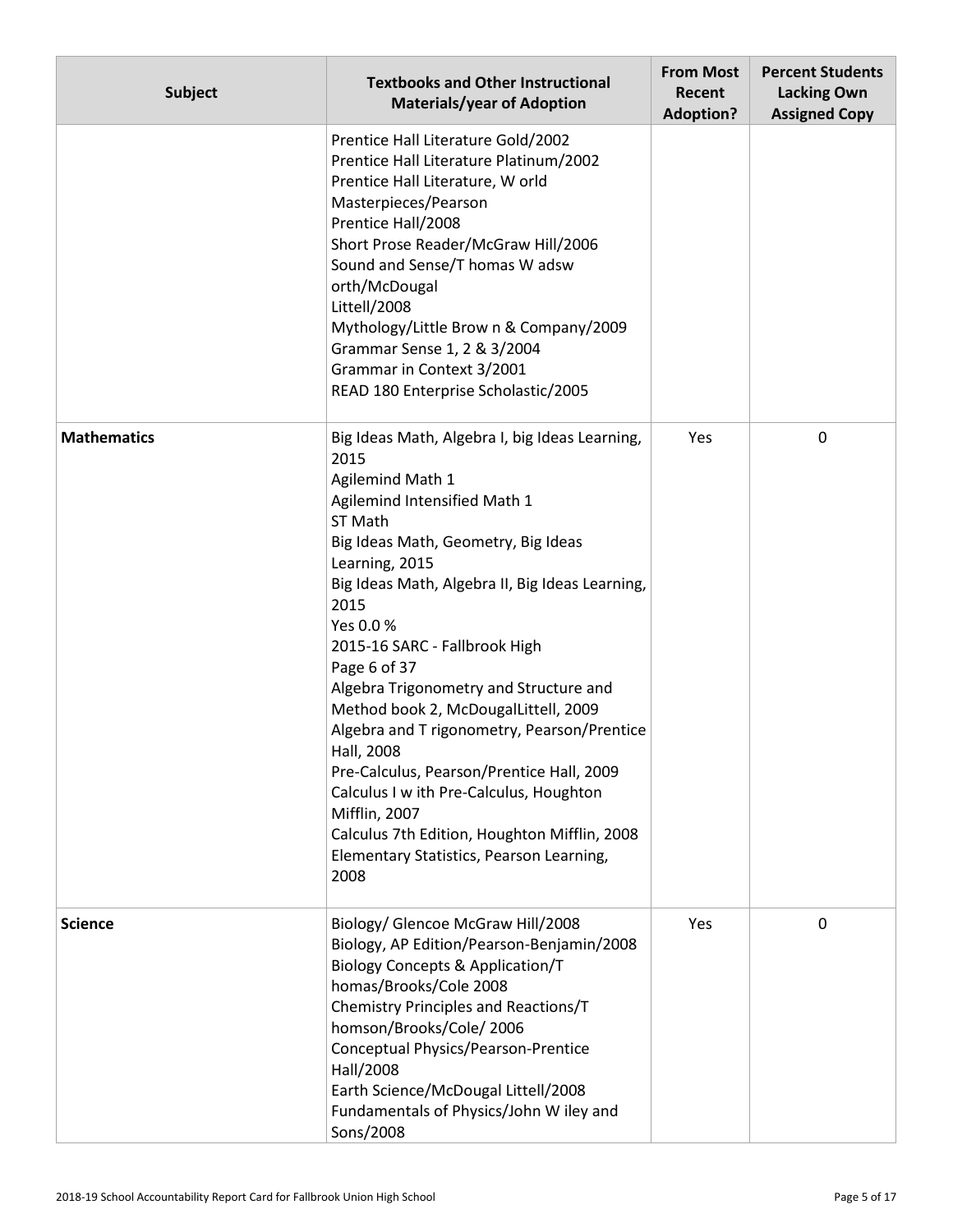| Subject | Textbooks and Other Instructional Materials/year of Adoption | From Most Recent Adoption? | Percent Students Lacking Own Assigned Copy |
|---|---|---|---|
| | Prentice Hall Literature Gold/2002<br>Prentice Hall Literature Platinum/2002<br>Prentice Hall Literature, W orld Masterpieces/Pearson<br>Prentice Hall/2008<br>Short Prose Reader/McGraw Hill/2006<br>Sound and Sense/T homas W adsw orth/McDougal<br>Littell/2008<br>Mythology/Little Brow n & Company/2009<br>Grammar Sense 1, 2 & 3/2004<br>Grammar in Context 3/2001<br>READ 180 Enterprise Scholastic/2005 | | |
| **Mathematics** | Big Ideas Math, Algebra I, big Ideas Learning, 2015<br>Agilemind Math 1<br>Agilemind Intensified Math 1<br>ST Math<br>Big Ideas Math, Geometry, Big Ideas Learning, 2015<br>Big Ideas Math, Algebra II, Big Ideas Learning, 2015<br>Yes 0.0 %<br>2015-16 SARC - Fallbrook High<br>Page 6 of 37<br>Algebra Trigonometry and Structure and Method book 2, McDougalLittell, 2009<br>Algebra and T rigonometry, Pearson/Prentice Hall, 2008<br>Pre-Calculus, Pearson/Prentice Hall, 2009<br>Calculus I w ith Pre-Calculus, Houghton Mifflin, 2007<br>Calculus 7th Edition, Houghton Mifflin, 2008<br>Elementary Statistics, Pearson Learning, 2008 | Yes | 0 |
| **Science** | Biology/ Glencoe McGraw Hill/2008<br>Biology, AP Edition/Pearson-Benjamin/2008<br>Biology Concepts & Application/T homas/Brooks/Cole 2008<br>Chemistry Principles and Reactions/T homson/Brooks/Cole/ 2006<br>Conceptual Physics/Pearson-Prentice Hall/2008<br>Earth Science/McDougal Littell/2008<br>Fundamentals of Physics/John W iley and Sons/2008 | Yes | 0 |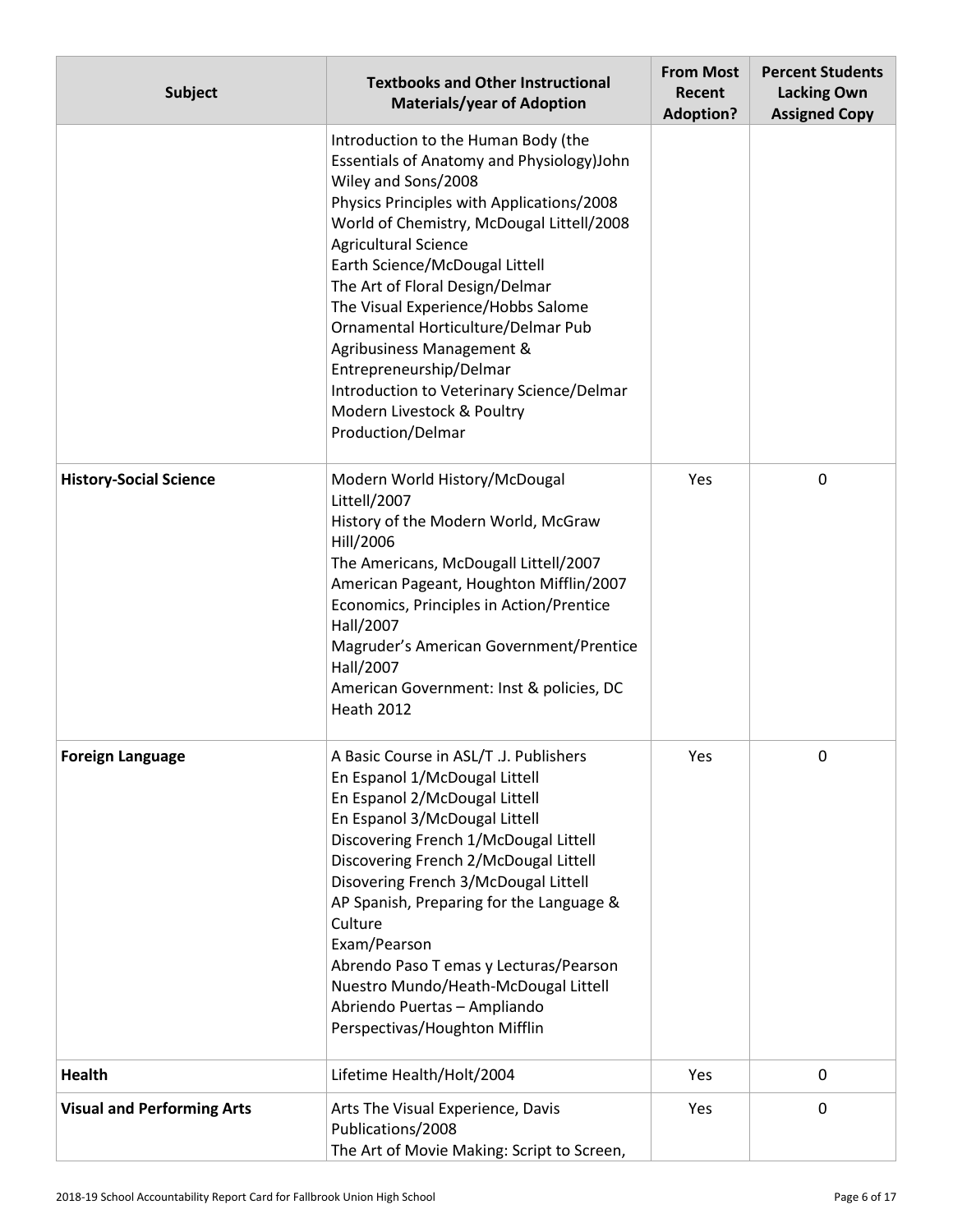| Subject | Textbooks and Other Instructional Materials/year of Adoption | From Most Recent Adoption? | Percent Students Lacking Own Assigned Copy |
|---|---|---|---|
| | Introduction to the Human Body (the Essentials of Anatomy and Physiology)John Wiley and Sons/2008<br>Physics Principles with Applications/2008<br>World of Chemistry, McDougal Littell/2008<br>Agricultural Science<br>Earth Science/McDougal Littell<br>The Art of Floral Design/Delmar<br>The Visual Experience/Hobbs Salome<br>Ornamental Horticulture/Delmar Pub<br>Agribusiness Management & Entrepreneurship/Delmar<br>Introduction to Veterinary Science/Delmar<br>Modern Livestock & Poultry Production/Delmar | | |
| **History-Social Science** | Modern World History/McDougal Littell/2007<br>History of the Modern World, McGraw Hill/2006<br>The Americans, McDougall Littell/2007<br>American Pageant, Houghton Mifflin/2007<br>Economics, Principles in Action/Prentice Hall/2007<br>Magruder's American Government/Prentice Hall/2007<br>American Government: Inst & policies, DC Heath 2012 | Yes | 0 |
| **Foreign Language** | A Basic Course in ASL/T .J. Publishers<br>En Espanol 1/McDougal Littell<br>En Espanol 2/McDougal Littell<br>En Espanol 3/McDougal Littell<br>Discovering French 1/McDougal Littell<br>Discovering French 2/McDougal Littell<br>Disovering French 3/McDougal Littell<br>AP Spanish, Preparing for the Language & Culture<br>Exam/Pearson<br>Abrendo Paso T emas y Lecturas/Pearson<br>Nuestro Mundo/Heath-McDougal Littell<br>Abriendo Puertas – Ampliando Perspectivas/Houghton Mifflin | Yes | 0 |
| **Health** | Lifetime Health/Holt/2004 | Yes | 0 |
| **Visual and Performing Arts** | Arts The Visual Experience, Davis Publications/2008<br>The Art of Movie Making: Script to Screen, | Yes | 0 |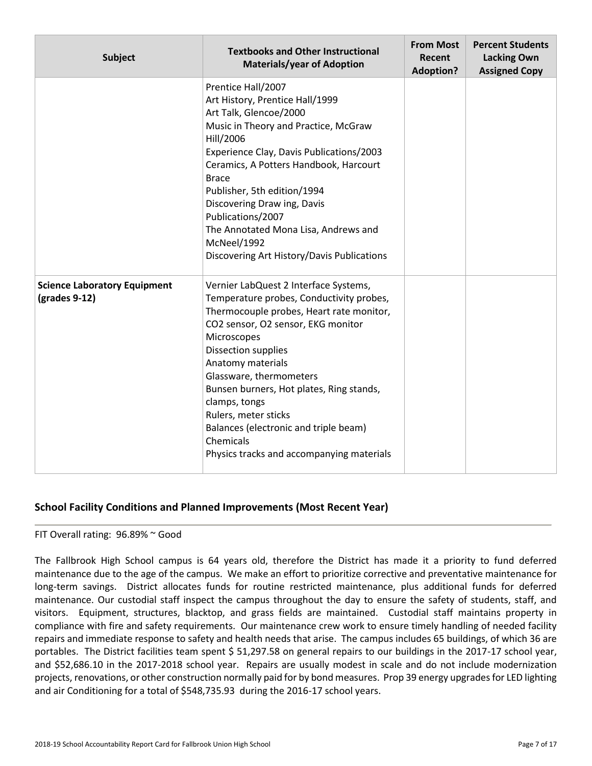| Subject | Textbooks and Other Instructional Materials/year of Adoption | From Most Recent Adoption? | Percent Students Lacking Own Assigned Copy |
|---|---|---|---|
| | Prentice Hall/2007<br>Art History, Prentice Hall/1999<br>Art Talk, Glencoe/2000<br>Music in Theory and Practice, McGraw Hill/2006<br>Experience Clay, Davis Publications/2003<br>Ceramics, A Potters Handbook, Harcourt Brace<br>Publisher, 5th edition/1994<br>Discovering Draw ing, Davis Publications/2007<br>The Annotated Mona Lisa, Andrews and McNeel/1992<br>Discovering Art History/Davis Publications | | |
| **Science Laboratory Equipment (grades 9-12)** | Vernier LabQuest 2 Interface Systems, Temperature probes, Conductivity probes, Thermocouple probes, Heart rate monitor, CO2 sensor, O2 sensor, EKG monitor<br>Microscopes<br>Dissection supplies<br>Anatomy materials<br>Glassware, thermometers<br>Bunsen burners, Hot plates, Ring stands, clamps, tongs<br>Rulers, meter sticks<br>Balances (electronic and triple beam)<br>Chemicals<br>Physics tracks and accompanying materials | | |

## School Facility Conditions and Planned Improvements (Most Recent Year)

FIT Overall rating: 96.89% ~ Good

The Fallbrook High School campus is 64 years old, therefore the District has made it a priority to fund deferred maintenance due to the age of the campus. We make an effort to prioritize corrective and preventative maintenance for long-term savings. District allocates funds for routine restricted maintenance, plus additional funds for deferred maintenance. Our custodial staff inspect the campus throughout the day to ensure the safety of students, staff, and visitors. Equipment, structures, blacktop, and grass fields are maintained. Custodial staff maintains property in compliance with fire and safety requirements. Our maintenance crew work to ensure timely handling of needed facility repairs and immediate response to safety and health needs that arise. The campus includes 65 buildings, of which 36 are portables. The District facilities team spent $ 51,297.58 on general repairs to our buildings in the 2017-17 school year, and $52,686.10 in the 2017-2018 school year. Repairs are usually modest in scale and do not include modernization projects, renovations, or other construction normally paid for by bond measures. Prop 39 energy upgrades for LED lighting and air Conditioning for a total of $548,735.93 during the 2016-17 school years.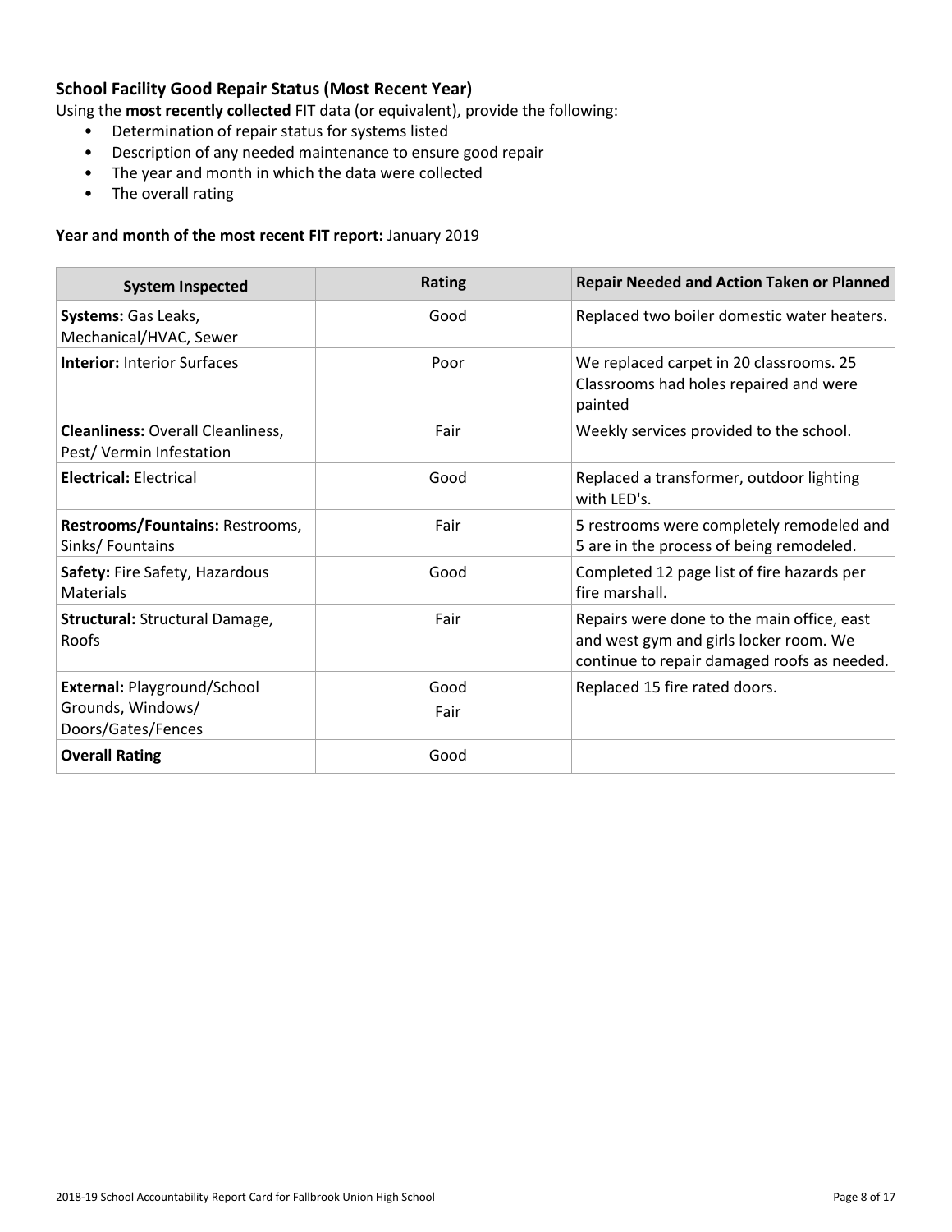### School Facility Good Repair Status (Most Recent Year)

Using the **most recently collected** FIT data (or equivalent), provide the following:

- Determination of repair status for systems listed
- Description of any needed maintenance to ensure good repair
- The year and month in which the data were collected
- The overall rating

**Year and month of the most recent FIT report:** January 2019

| System Inspected | Rating | Repair Needed and Action Taken or Planned |
|---|---|---|
| **Systems:** Gas Leaks, Mechanical/HVAC, Sewer | Good | Replaced two boiler domestic water heaters. |
| **Interior:** Interior Surfaces | Poor | We replaced carpet in 20 classrooms. 25 Classrooms had holes repaired and were painted |
| **Cleanliness:** Overall Cleanliness, Pest/ Vermin Infestation | Fair | Weekly services provided to the school. |
| **Electrical:** Electrical | Good | Replaced a transformer, outdoor lighting with LED's. |
| **Restrooms/Fountains:** Restrooms, Sinks/ Fountains | Fair | 5 restrooms were completely remodeled and 5 are in the process of being remodeled. |
| **Safety:** Fire Safety, Hazardous Materials | Good | Completed 12 page list of fire hazards per fire marshall. |
| **Structural:** Structural Damage, Roofs | Fair | Repairs were done to the main office, east and west gym and girls locker room. We continue to repair damaged roofs as needed. |
| **External:** Playground/School Grounds, Windows/ Doors/Gates/Fences | Good<br>Fair | Replaced 15 fire rated doors. |
| **Overall Rating** | Good | |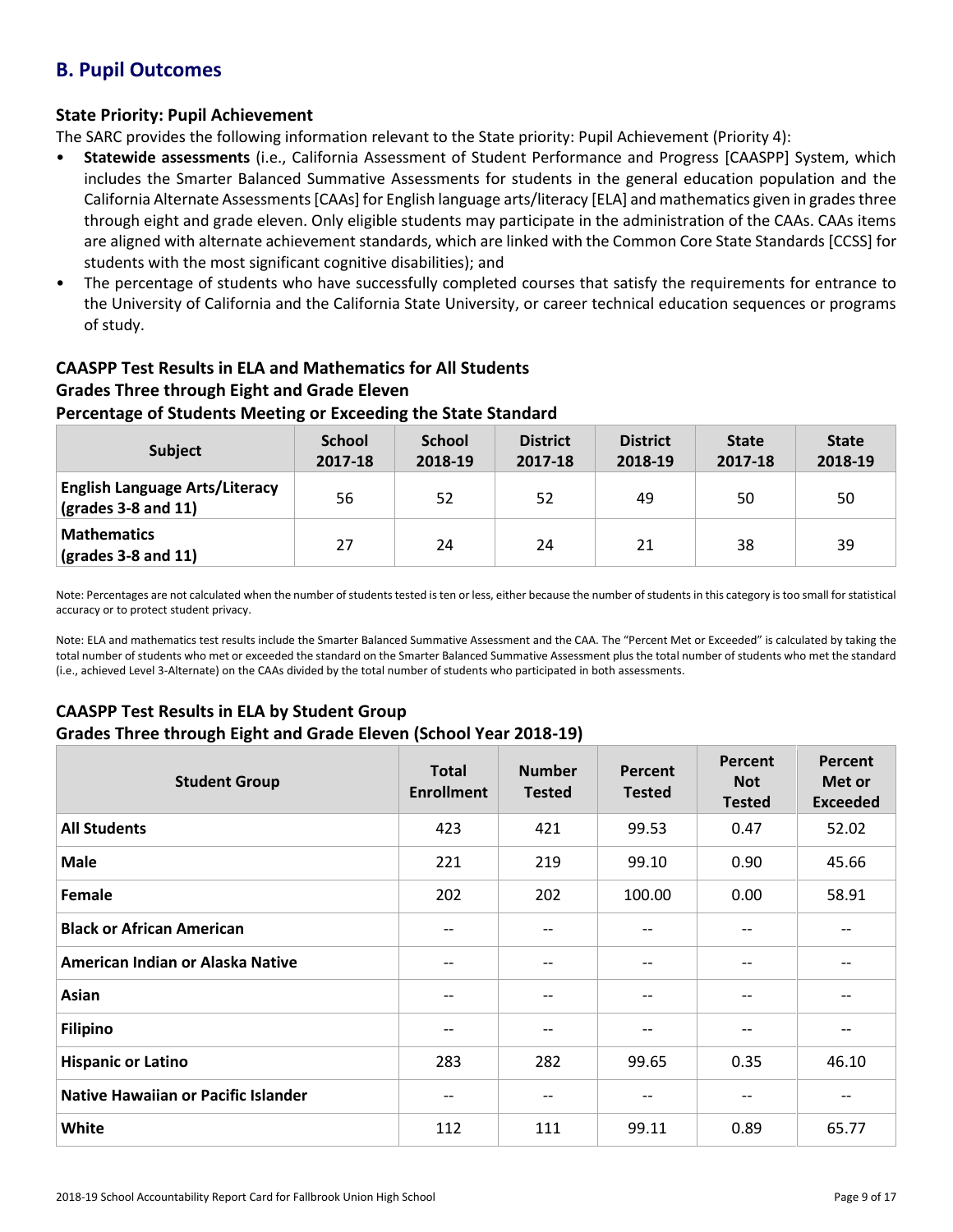## B. Pupil Outcomes

### State Priority: Pupil Achievement

The SARC provides the following information relevant to the State priority: Pupil Achievement (Priority 4):

- **Statewide assessments** (i.e., California Assessment of Student Performance and Progress [CAASPP] System, which includes the Smarter Balanced Summative Assessments for students in the general education population and the California Alternate Assessments [CAAs] for English language arts/literacy [ELA] and mathematics given in grades three through eight and grade eleven. Only eligible students may participate in the administration of the CAAs. CAAs items are aligned with alternate achievement standards, which are linked with the Common Core State Standards [CCSS] for students with the most significant cognitive disabilities); and
- The percentage of students who have successfully completed courses that satisfy the requirements for entrance to the University of California and the California State University, or career technical education sequences or programs of study.

### CAASPP Test Results in ELA and Mathematics for All Students
### Grades Three through Eight and Grade Eleven
### Percentage of Students Meeting or Exceeding the State Standard

| Subject | School 2017-18 | School 2018-19 | District 2017-18 | District 2018-19 | State 2017-18 | State 2018-19 |
|---|---|---|---|---|---|---|
| **English Language Arts/Literacy (grades 3-8 and 11)** | 56 | 52 | 52 | 49 | 50 | 50 |
| **Mathematics (grades 3-8 and 11)** | 27 | 24 | 24 | 21 | 38 | 39 |

Note: Percentages are not calculated when the number of students tested is ten or less, either because the number of students in this category is too small for statistical accuracy or to protect student privacy.

Note: ELA and mathematics test results include the Smarter Balanced Summative Assessment and the CAA. The "Percent Met or Exceeded" is calculated by taking the total number of students who met or exceeded the standard on the Smarter Balanced Summative Assessment plus the total number of students who met the standard (i.e., achieved Level 3-Alternate) on the CAAs divided by the total number of students who participated in both assessments.

### CAASPP Test Results in ELA by Student Group
### Grades Three through Eight and Grade Eleven (School Year 2018-19)

| Student Group | Total Enrollment | Number Tested | Percent Tested | Percent Not Tested | Percent Met or Exceeded |
|---|---|---|---|---|---|
| **All Students** | 423 | 421 | 99.53 | 0.47 | 52.02 |
| **Male** | 221 | 219 | 99.10 | 0.90 | 45.66 |
| **Female** | 202 | 202 | 100.00 | 0.00 | 58.91 |
| **Black or African American** | -- | -- | -- | -- | -- |
| **American Indian or Alaska Native** | -- | -- | -- | -- | -- |
| **Asian** | -- | -- | -- | -- | -- |
| **Filipino** | -- | -- | -- | -- | -- |
| **Hispanic or Latino** | 283 | 282 | 99.65 | 0.35 | 46.10 |
| **Native Hawaiian or Pacific Islander** | -- | -- | -- | -- | -- |
| **White** | 112 | 111 | 99.11 | 0.89 | 65.77 |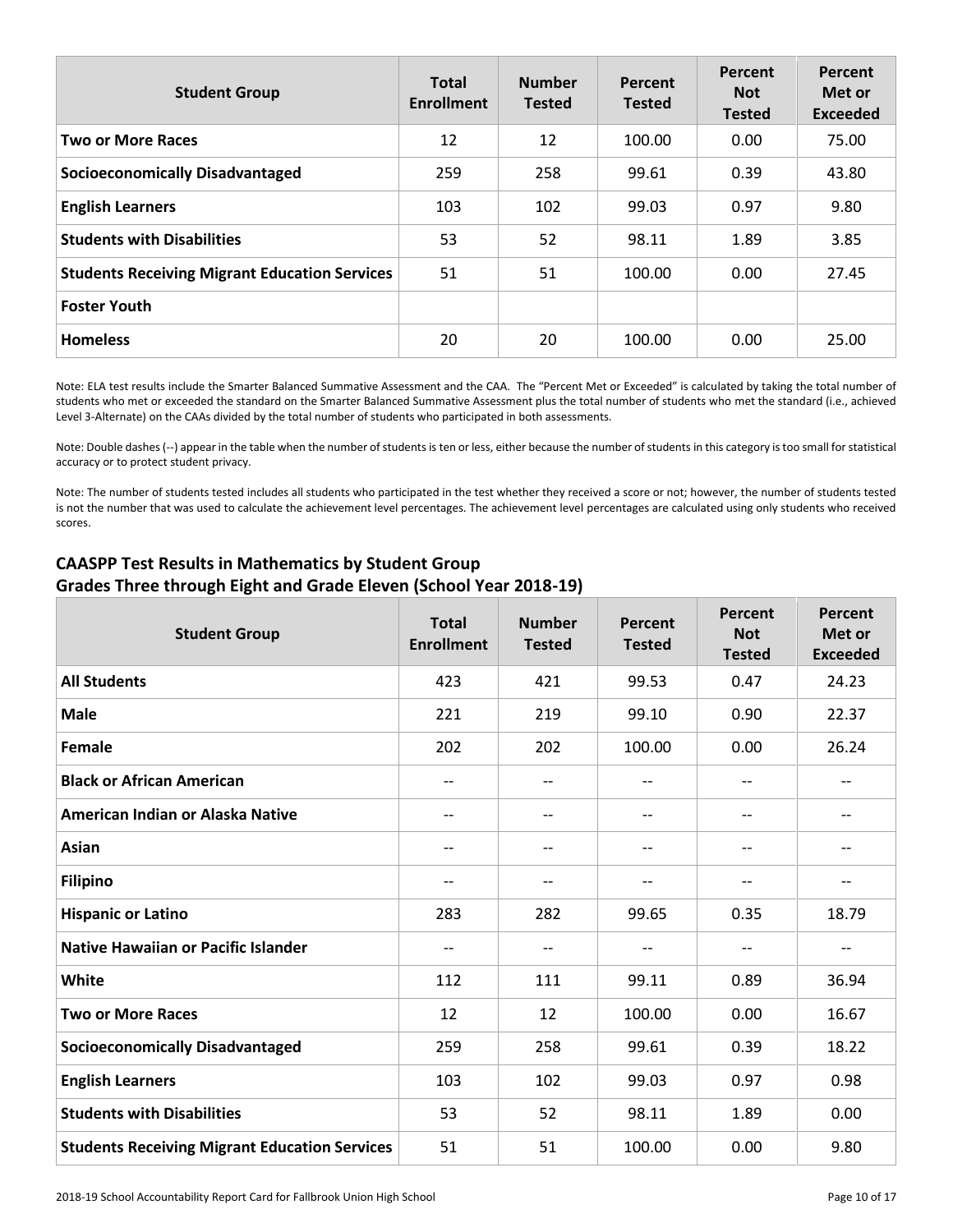| Student Group | Total Enrollment | Number Tested | Percent Tested | Percent Not Tested | Percent Met or Exceeded |
|---|---|---|---|---|---|
| **Two or More Races** | 12 | 12 | 100.00 | 0.00 | 75.00 |
| **Socioeconomically Disadvantaged** | 259 | 258 | 99.61 | 0.39 | 43.80 |
| **English Learners** | 103 | 102 | 99.03 | 0.97 | 9.80 |
| **Students with Disabilities** | 53 | 52 | 98.11 | 1.89 | 3.85 |
| **Students Receiving Migrant Education Services** | 51 | 51 | 100.00 | 0.00 | 27.45 |
| **Foster Youth** | | | | | |
| **Homeless** | 20 | 20 | 100.00 | 0.00 | 25.00 |

Note: ELA test results include the Smarter Balanced Summative Assessment and the CAA. The "Percent Met or Exceeded" is calculated by taking the total number of students who met or exceeded the standard on the Smarter Balanced Summative Assessment plus the total number of students who met the standard (i.e., achieved Level 3-Alternate) on the CAAs divided by the total number of students who participated in both assessments.

Note: Double dashes (--) appear in the table when the number of students is ten or less, either because the number of students in this category is too small for statistical accuracy or to protect student privacy.

Note: The number of students tested includes all students who participated in the test whether they received a score or not; however, the number of students tested is not the number that was used to calculate the achievement level percentages. The achievement level percentages are calculated using only students who received scores.

## CAASPP Test Results in Mathematics by Student Group
## Grades Three through Eight and Grade Eleven (School Year 2018-19)

| Student Group | Total Enrollment | Number Tested | Percent Tested | Percent Not Tested | Percent Met or Exceeded |
|---|---|---|---|---|---|
| **All Students** | 423 | 421 | 99.53 | 0.47 | 24.23 |
| **Male** | 221 | 219 | 99.10 | 0.90 | 22.37 |
| **Female** | 202 | 202 | 100.00 | 0.00 | 26.24 |
| **Black or African American** | -- | -- | -- | -- | -- |
| **American Indian or Alaska Native** | -- | -- | -- | -- | -- |
| **Asian** | -- | -- | -- | -- | -- |
| **Filipino** | -- | -- | -- | -- | -- |
| **Hispanic or Latino** | 283 | 282 | 99.65 | 0.35 | 18.79 |
| **Native Hawaiian or Pacific Islander** | -- | -- | -- | -- | -- |
| **White** | 112 | 111 | 99.11 | 0.89 | 36.94 |
| **Two or More Races** | 12 | 12 | 100.00 | 0.00 | 16.67 |
| **Socioeconomically Disadvantaged** | 259 | 258 | 99.61 | 0.39 | 18.22 |
| **English Learners** | 103 | 102 | 99.03 | 0.97 | 0.98 |
| **Students with Disabilities** | 53 | 52 | 98.11 | 1.89 | 0.00 |
| **Students Receiving Migrant Education Services** | 51 | 51 | 100.00 | 0.00 | 9.80 |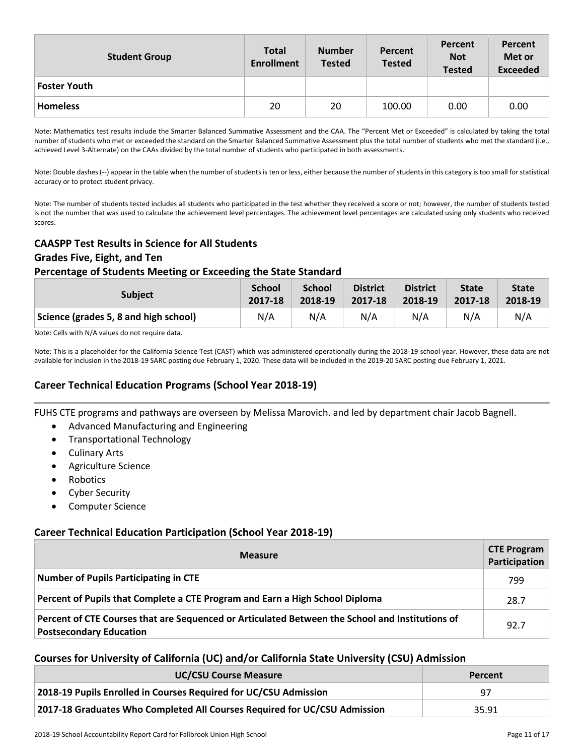| Student Group | Total Enrollment | Number Tested | Percent Tested | Percent Not Tested | Percent Met or Exceeded |
|---|---|---|---|---|---|
| Foster Youth | | | | | |
| Homeless | 20 | 20 | 100.00 | 0.00 | 0.00 |

Note: Mathematics test results include the Smarter Balanced Summative Assessment and the CAA. The "Percent Met or Exceeded" is calculated by taking the total number of students who met or exceeded the standard on the Smarter Balanced Summative Assessment plus the total number of students who met the standard (i.e., achieved Level 3-Alternate) on the CAAs divided by the total number of students who participated in both assessments.

Note: Double dashes (--) appear in the table when the number of students is ten or less, either because the number of students in this category is too small for statistical accuracy or to protect student privacy.

Note: The number of students tested includes all students who participated in the test whether they received a score or not; however, the number of students tested is not the number that was used to calculate the achievement level percentages. The achievement level percentages are calculated using only students who received scores.

## CAASPP Test Results in Science for All Students
## Grades Five, Eight, and Ten
## Percentage of Students Meeting or Exceeding the State Standard

| Subject | School 2017-18 | School 2018-19 | District 2017-18 | District 2018-19 | State 2017-18 | State 2018-19 |
|---|---|---|---|---|---|---|
| Science (grades 5, 8 and high school) | N/A | N/A | N/A | N/A | N/A | N/A |

Note: Cells with N/A values do not require data.

Note: This is a placeholder for the California Science Test (CAST) which was administered operationally during the 2018-19 school year. However, these data are not available for inclusion in the 2018-19 SARC posting due February 1, 2020. These data will be included in the 2019-20 SARC posting due February 1, 2021.

## Career Technical Education Programs (School Year 2018-19)

FUHS CTE programs and pathways are overseen by Melissa Marovich. and led by department chair Jacob Bagnell.

- Advanced Manufacturing and Engineering
- Transportational Technology
- Culinary Arts
- Agriculture Science
- Robotics
- Cyber Security
- Computer Science

## Career Technical Education Participation (School Year 2018-19)

| Measure | CTE Program Participation |
|---|---|
| Number of Pupils Participating in CTE | 799 |
| Percent of Pupils that Complete a CTE Program and Earn a High School Diploma | 28.7 |
| Percent of CTE Courses that are Sequenced or Articulated Between the School and Institutions of Postsecondary Education | 92.7 |

## Courses for University of California (UC) and/or California State University (CSU) Admission

| UC/CSU Course Measure | Percent |
|---|---|
| 2018-19 Pupils Enrolled in Courses Required for UC/CSU Admission | 97 |
| 2017-18 Graduates Who Completed All Courses Required for UC/CSU Admission | 35.91 |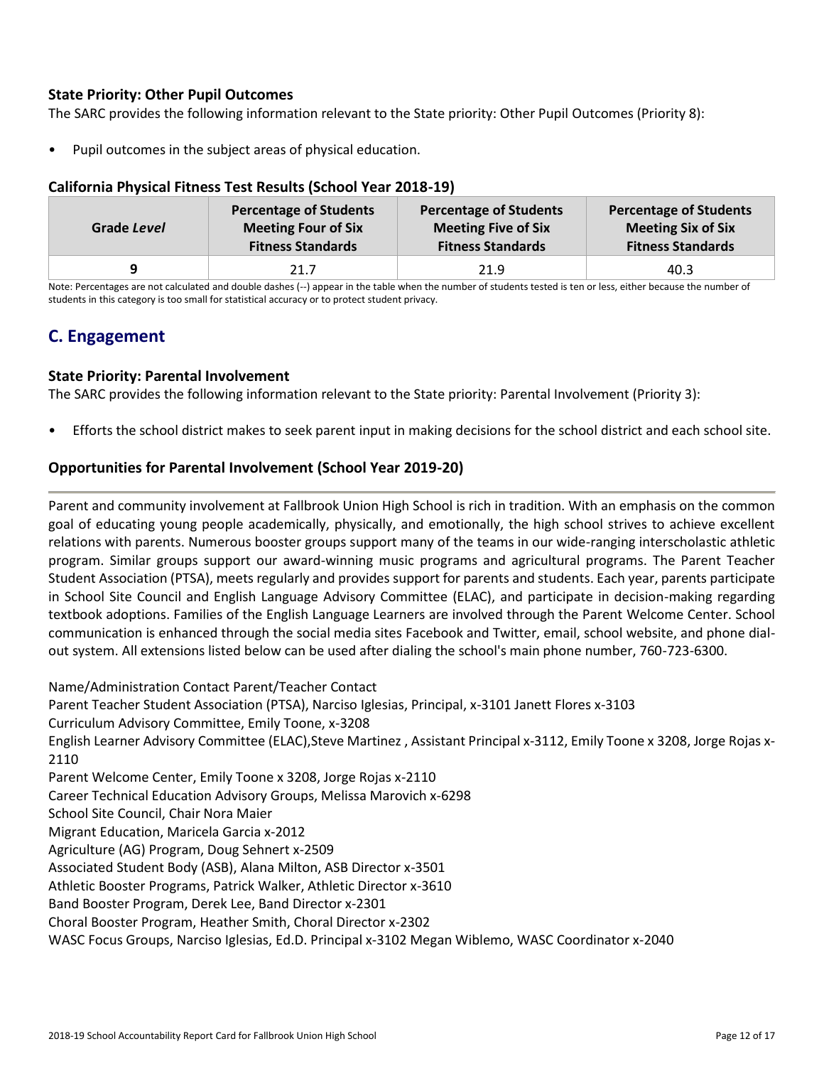### State Priority: Other Pupil Outcomes

The SARC provides the following information relevant to the State priority: Other Pupil Outcomes (Priority 8):

- Pupil outcomes in the subject areas of physical education.

### California Physical Fitness Test Results (School Year 2018-19)

| Grade *Level* | Percentage of Students Meeting Four of Six Fitness Standards | Percentage of Students Meeting Five of Six Fitness Standards | Percentage of Students Meeting Six of Six Fitness Standards |
|---|---|---|---|
| 9 | 21.7 | 21.9 | 40.3 |

Note: Percentages are not calculated and double dashes (--) appear in the table when the number of students tested is ten or less, either because the number of students in this category is too small for statistical accuracy or to protect student privacy.

## C. Engagement

### State Priority: Parental Involvement

The SARC provides the following information relevant to the State priority: Parental Involvement (Priority 3):

- Efforts the school district makes to seek parent input in making decisions for the school district and each school site.

### Opportunities for Parental Involvement (School Year 2019-20)

Parent and community involvement at Fallbrook Union High School is rich in tradition. With an emphasis on the common goal of educating young people academically, physically, and emotionally, the high school strives to achieve excellent relations with parents. Numerous booster groups support many of the teams in our wide-ranging interscholastic athletic program. Similar groups support our award-winning music programs and agricultural programs. The Parent Teacher Student Association (PTSA), meets regularly and provides support for parents and students. Each year, parents participate in School Site Council and English Language Advisory Committee (ELAC), and participate in decision-making regarding textbook adoptions. Families of the English Language Learners are involved through the Parent Welcome Center. School communication is enhanced through the social media sites Facebook and Twitter, email, school website, and phone dial-out system. All extensions listed below can be used after dialing the school's main phone number, 760-723-6300.

Name/Administration Contact Parent/Teacher Contact
Parent Teacher Student Association (PTSA), Narciso Iglesias, Principal, x-3101 Janett Flores x-3103
Curriculum Advisory Committee, Emily Toone, x-3208
English Learner Advisory Committee (ELAC),Steve Martinez , Assistant Principal x-3112, Emily Toone x 3208, Jorge Rojas x-2110
Parent Welcome Center, Emily Toone x 3208, Jorge Rojas x-2110
Career Technical Education Advisory Groups, Melissa Marovich x-6298
School Site Council, Chair Nora Maier
Migrant Education, Maricela Garcia x-2012
Agriculture (AG) Program, Doug Sehnert x-2509
Associated Student Body (ASB), Alana Milton, ASB Director x-3501
Athletic Booster Programs, Patrick Walker, Athletic Director x-3610
Band Booster Program, Derek Lee, Band Director x-2301
Choral Booster Program, Heather Smith, Choral Director x-2302
WASC Focus Groups, Narciso Iglesias, Ed.D. Principal x-3102 Megan Wiblemo, WASC Coordinator x-2040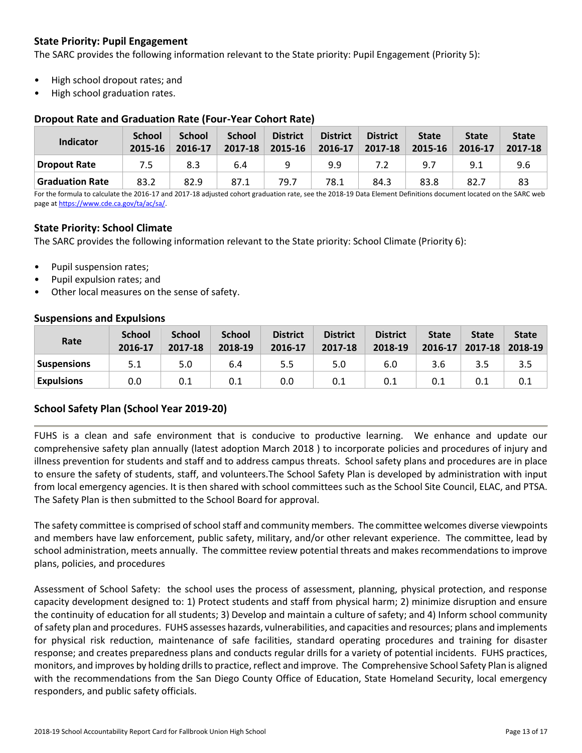### State Priority: Pupil Engagement

The SARC provides the following information relevant to the State priority: Pupil Engagement (Priority 5):

- High school dropout rates; and
- High school graduation rates.

#### Dropout Rate and Graduation Rate (Four-Year Cohort Rate)

| Indicator | School 2015-16 | School 2016-17 | School 2017-18 | District 2015-16 | District 2016-17 | District 2017-18 | State 2015-16 | State 2016-17 | State 2017-18 |
|---|---|---|---|---|---|---|---|---|---|
| Dropout Rate | 7.5 | 8.3 | 6.4 | 9 | 9.9 | 7.2 | 9.7 | 9.1 | 9.6 |
| Graduation Rate | 83.2 | 82.9 | 87.1 | 79.7 | 78.1 | 84.3 | 83.8 | 82.7 | 83 |

For the formula to calculate the 2016-17 and 2017-18 adjusted cohort graduation rate, see the 2018-19 Data Element Definitions document located on the SARC web page at https://www.cde.ca.gov/ta/ac/sa/.

### State Priority: School Climate

The SARC provides the following information relevant to the State priority: School Climate (Priority 6):

- Pupil suspension rates;
- Pupil expulsion rates; and
- Other local measures on the sense of safety.

#### Suspensions and Expulsions

| Rate | School 2016-17 | School 2017-18 | School 2018-19 | District 2016-17 | District 2017-18 | District 2018-19 | State 2016-17 | State 2017-18 | State 2018-19 |
|---|---|---|---|---|---|---|---|---|---|
| Suspensions | 5.1 | 5.0 | 6.4 | 5.5 | 5.0 | 6.0 | 3.6 | 3.5 | 3.5 |
| Expulsions | 0.0 | 0.1 | 0.1 | 0.0 | 0.1 | 0.1 | 0.1 | 0.1 | 0.1 |

### School Safety Plan (School Year 2019-20)

FUHS is a clean and safe environment that is conducive to productive learning. We enhance and update our comprehensive safety plan annually (latest adoption March 2018 ) to incorporate policies and procedures of injury and illness prevention for students and staff and to address campus threats. School safety plans and procedures are in place to ensure the safety of students, staff, and volunteers.The School Safety Plan is developed by administration with input from local emergency agencies. It is then shared with school committees such as the School Site Council, ELAC, and PTSA. The Safety Plan is then submitted to the School Board for approval.

The safety committee is comprised of school staff and community members. The committee welcomes diverse viewpoints and members have law enforcement, public safety, military, and/or other relevant experience. The committee, lead by school administration, meets annually. The committee review potential threats and makes recommendations to improve plans, policies, and procedures

Assessment of School Safety: the school uses the process of assessment, planning, physical protection, and response capacity development designed to: 1) Protect students and staff from physical harm; 2) minimize disruption and ensure the continuity of education for all students; 3) Develop and maintain a culture of safety; and 4) Inform school community of safety plan and procedures. FUHS assesses hazards, vulnerabilities, and capacities and resources; plans and implements for physical risk reduction, maintenance of safe facilities, standard operating procedures and training for disaster response; and creates preparedness plans and conducts regular drills for a variety of potential incidents. FUHS practices, monitors, and improves by holding drills to practice, reflect and improve. The Comprehensive School Safety Plan is aligned with the recommendations from the San Diego County Office of Education, State Homeland Security, local emergency responders, and public safety officials.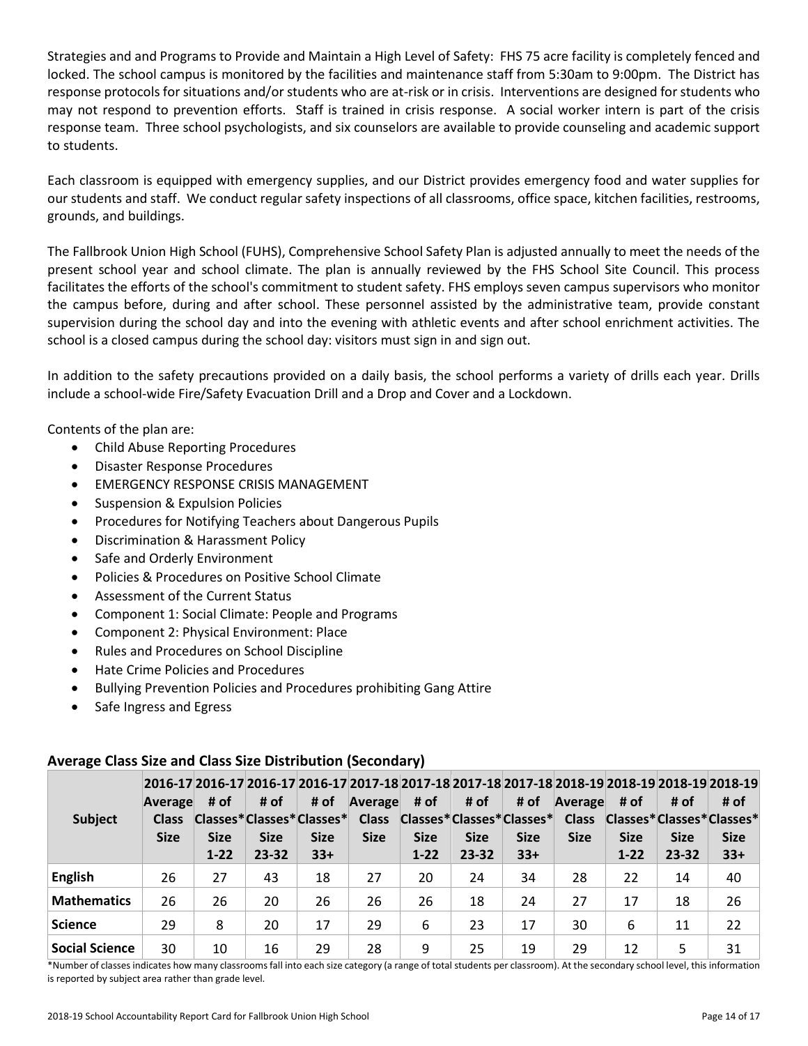Strategies and and Programs to Provide and Maintain a High Level of Safety: FHS 75 acre facility is completely fenced and locked. The school campus is monitored by the facilities and maintenance staff from 5:30am to 9:00pm. The District has response protocols for situations and/or students who are at-risk or in crisis. Interventions are designed for students who may not respond to prevention efforts. Staff is trained in crisis response. A social worker intern is part of the crisis response team. Three school psychologists, and six counselors are available to provide counseling and academic support to students.

Each classroom is equipped with emergency supplies, and our District provides emergency food and water supplies for our students and staff. We conduct regular safety inspections of all classrooms, office space, kitchen facilities, restrooms, grounds, and buildings.

The Fallbrook Union High School (FUHS), Comprehensive School Safety Plan is adjusted annually to meet the needs of the present school year and school climate. The plan is annually reviewed by the FHS School Site Council. This process facilitates the efforts of the school's commitment to student safety. FHS employs seven campus supervisors who monitor the campus before, during and after school. These personnel assisted by the administrative team, provide constant supervision during the school day and into the evening with athletic events and after school enrichment activities. The school is a closed campus during the school day: visitors must sign in and sign out.

In addition to the safety precautions provided on a daily basis, the school performs a variety of drills each year. Drills include a school-wide Fire/Safety Evacuation Drill and a Drop and Cover and a Lockdown.

Contents of the plan are:

- Child Abuse Reporting Procedures
- Disaster Response Procedures
- EMERGENCY RESPONSE CRISIS MANAGEMENT
- Suspension & Expulsion Policies
- Procedures for Notifying Teachers about Dangerous Pupils
- Discrimination & Harassment Policy
- Safe and Orderly Environment
- Policies & Procedures on Positive School Climate
- Assessment of the Current Status
- Component 1: Social Climate: People and Programs
- Component 2: Physical Environment: Place
- Rules and Procedures on School Discipline
- Hate Crime Policies and Procedures
- Bullying Prevention Policies and Procedures prohibiting Gang Attire
- Safe Ingress and Egress

## Average Class Size and Class Size Distribution (Secondary)

| Subject | 2016-17 Average Class Size | 2016-17 # of Classes* Size 1-22 | 2016-17 # of Classes* Size 23-32 | 2016-17 # of Classes* Size 33+ | 2017-18 Average Class Size | 2017-18 # of Classes* Size 1-22 | 2017-18 # of Classes* Size 23-32 | 2017-18 # of Classes* Size 33+ | 2018-19 Average Class Size | 2018-19 # of Classes* Size 1-22 | 2018-19 # of Classes* Size 23-32 | 2018-19 # of Classes* Size 33+ |
|---|---|---|---|---|---|---|---|---|---|---|---|---|
| **English** | 26 | 27 | 43 | 18 | 27 | 20 | 24 | 34 | 28 | 22 | 14 | 40 |
| **Mathematics** | 26 | 26 | 20 | 26 | 26 | 26 | 18 | 24 | 27 | 17 | 18 | 26 |
| **Science** | 29 | 8 | 20 | 17 | 29 | 6 | 23 | 17 | 30 | 6 | 11 | 22 |
| **Social Science** | 30 | 10 | 16 | 29 | 28 | 9 | 25 | 19 | 29 | 12 | 5 | 31 |

*Number of classes indicates how many classrooms fall into each size category (a range of total students per classroom). At the secondary school level, this information is reported by subject area rather than grade level.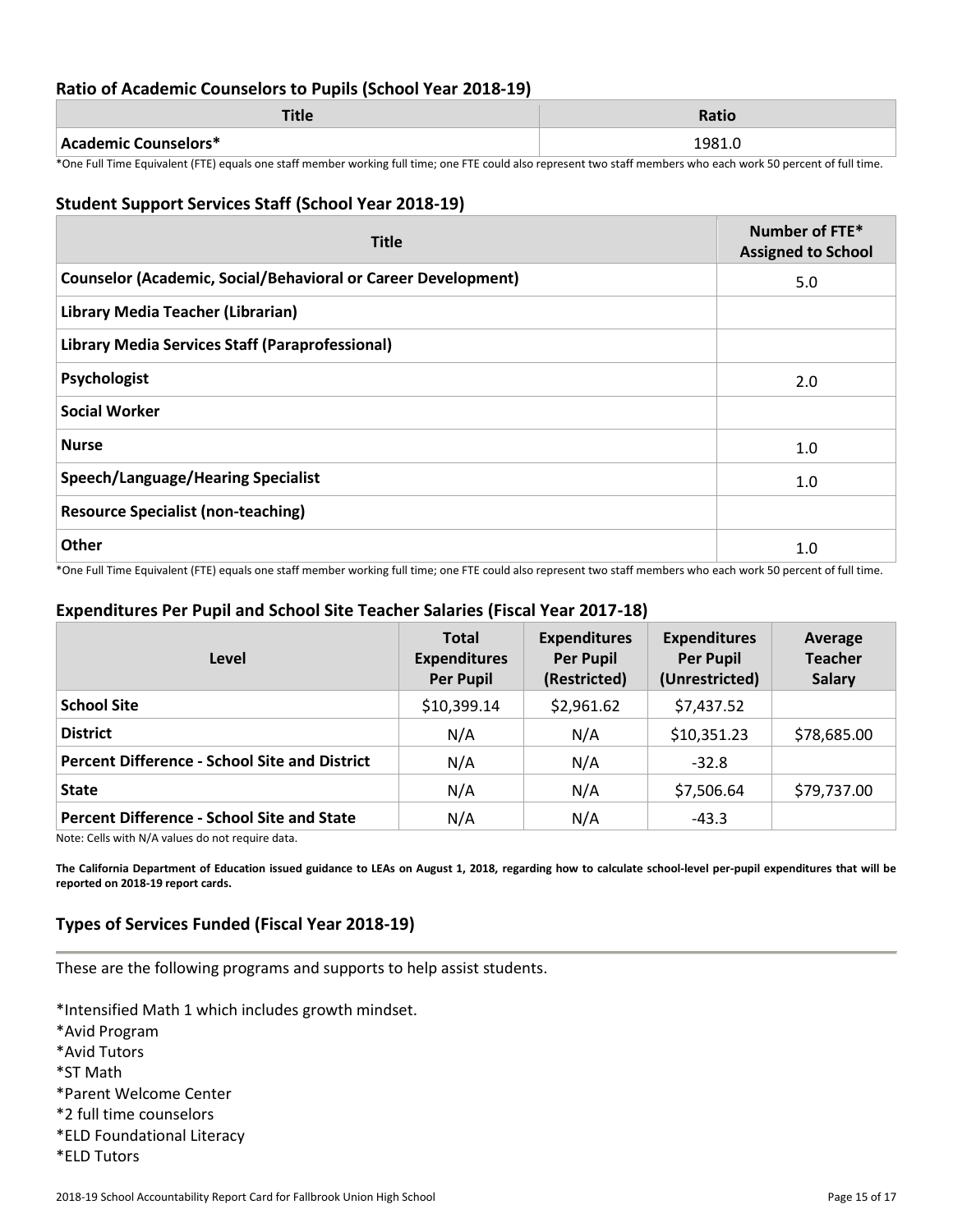### Ratio of Academic Counselors to Pupils (School Year 2018-19)

| Title | Ratio |
| --- | --- |
| Academic Counselors* | 1981.0 |

*One Full Time Equivalent (FTE) equals one staff member working full time; one FTE could also represent two staff members who each work 50 percent of full time.

### Student Support Services Staff (School Year 2018-19)

| Title | Number of FTE* Assigned to School |
| --- | --- |
| Counselor (Academic, Social/Behavioral or Career Development) | 5.0 |
| Library Media Teacher (Librarian) | |
| Library Media Services Staff (Paraprofessional) | |
| Psychologist | 2.0 |
| Social Worker | |
| Nurse | 1.0 |
| Speech/Language/Hearing Specialist | 1.0 |
| Resource Specialist (non-teaching) | |
| Other | 1.0 |

*One Full Time Equivalent (FTE) equals one staff member working full time; one FTE could also represent two staff members who each work 50 percent of full time.

### Expenditures Per Pupil and School Site Teacher Salaries (Fiscal Year 2017-18)

| Level | Total Expenditures Per Pupil | Expenditures Per Pupil (Restricted) | Expenditures Per Pupil (Unrestricted) | Average Teacher Salary |
| --- | --- | --- | --- | --- |
| School Site | $10,399.14 | $2,961.62 | $7,437.52 | |
| District | N/A | N/A | $10,351.23 | $78,685.00 |
| Percent Difference - School Site and District | N/A | N/A | -32.8 | |
| State | N/A | N/A | $7,506.64 | $79,737.00 |
| Percent Difference - School Site and State | N/A | N/A | -43.3 | |

Note: Cells with N/A values do not require data.

**The California Department of Education issued guidance to LEAs on August 1, 2018, regarding how to calculate school-level per-pupil expenditures that will be reported on 2018-19 report cards.**

### Types of Services Funded (Fiscal Year 2018-19)

These are the following programs and supports to help assist students.

*Intensified Math 1 which includes growth mindset.
*Avid Program
*Avid Tutors
*ST Math
*Parent Welcome Center
*2 full time counselors
*ELD Foundational Literacy
*ELD Tutors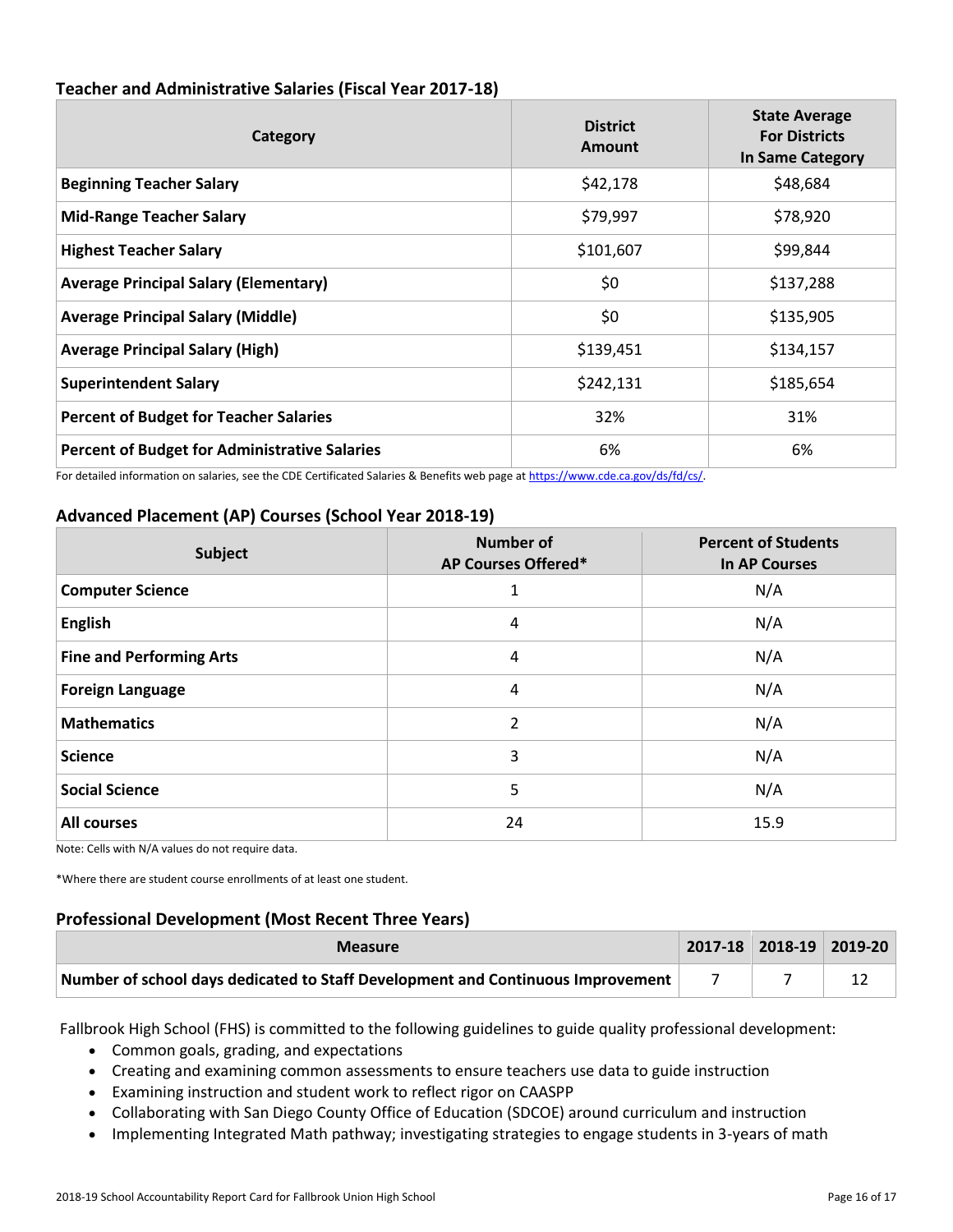### Teacher and Administrative Salaries (Fiscal Year 2017-18)

| Category | District Amount | State Average For Districts In Same Category |
|---|---|---|
| **Beginning Teacher Salary** | $42,178 | $48,684 |
| **Mid-Range Teacher Salary** | $79,997 | $78,920 |
| **Highest Teacher Salary** | $101,607 | $99,844 |
| **Average Principal Salary (Elementary)** | $0 | $137,288 |
| **Average Principal Salary (Middle)** | $0 | $135,905 |
| **Average Principal Salary (High)** | $139,451 | $134,157 |
| **Superintendent Salary** | $242,131 | $185,654 |
| **Percent of Budget for Teacher Salaries** | 32% | 31% |
| **Percent of Budget for Administrative Salaries** | 6% | 6% |

For detailed information on salaries, see the CDE Certificated Salaries & Benefits web page at https://www.cde.ca.gov/ds/fd/cs/.

### Advanced Placement (AP) Courses (School Year 2018-19)

| Subject | Number of AP Courses Offered* | Percent of Students In AP Courses |
|---|---|---|
| **Computer Science** | 1 | N/A |
| **English** | 4 | N/A |
| **Fine and Performing Arts** | 4 | N/A |
| **Foreign Language** | 4 | N/A |
| **Mathematics** | 2 | N/A |
| **Science** | 3 | N/A |
| **Social Science** | 5 | N/A |
| **All courses** | 24 | 15.9 |

Note: Cells with N/A values do not require data.

*Where there are student course enrollments of at least one student.

### Professional Development (Most Recent Three Years)

| Measure | 2017-18 | 2018-19 | 2019-20 |
|---|---|---|---|
| **Number of school days dedicated to Staff Development and Continuous Improvement** | 7 | 7 | 12 |

Fallbrook High School (FHS) is committed to the following guidelines to guide quality professional development:

- Common goals, grading, and expectations
- Creating and examining common assessments to ensure teachers use data to guide instruction
- Examining instruction and student work to reflect rigor on CAASPP
- Collaborating with San Diego County Office of Education (SDCOE) around curriculum and instruction
- Implementing Integrated Math pathway; investigating strategies to engage students in 3-years of math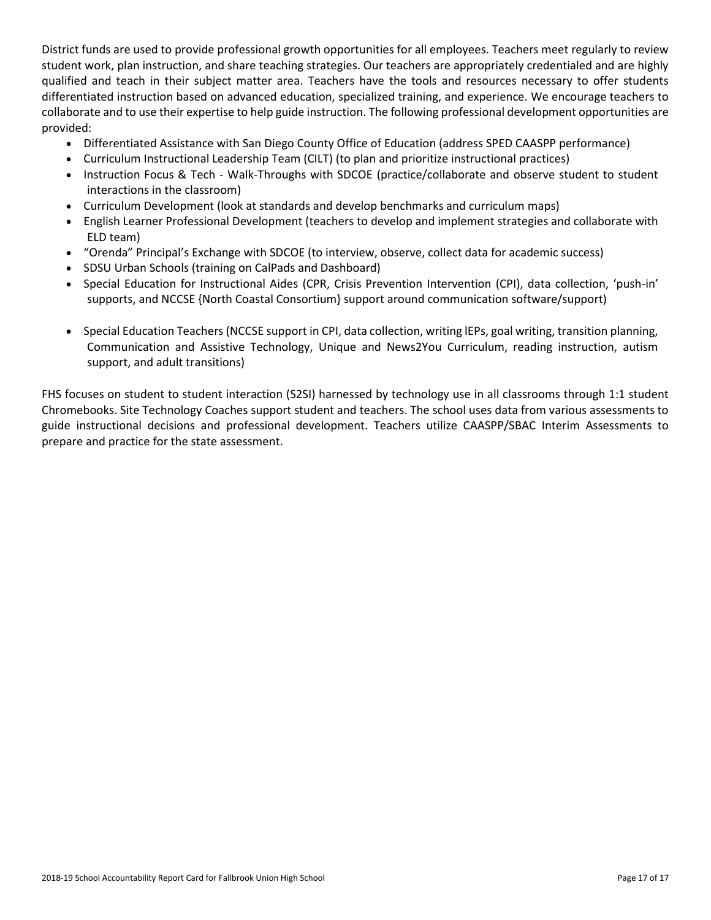District funds are used to provide professional growth opportunities for all employees. Teachers meet regularly to review student work, plan instruction, and share teaching strategies. Our teachers are appropriately credentialed and are highly qualified and teach in their subject matter area. Teachers have the tools and resources necessary to offer students differentiated instruction based on advanced education, specialized training, and experience. We encourage teachers to collaborate and to use their expertise to help guide instruction. The following professional development opportunities are provided:

- Differentiated Assistance with San Diego County Office of Education (address SPED CAASPP performance)
- Curriculum Instructional Leadership Team (CILT) (to plan and prioritize instructional practices)
- Instruction Focus & Tech - Walk-Throughs with SDCOE (practice/collaborate and observe student to student interactions in the classroom)
- Curriculum Development (look at standards and develop benchmarks and curriculum maps)
- English Learner Professional Development (teachers to develop and implement strategies and collaborate with ELD team)
- "Orenda" Principal's Exchange with SDCOE (to interview, observe, collect data for academic success)
- SDSU Urban Schools (training on CalPads and Dashboard)
- Special Education for Instructional Aides (CPR, Crisis Prevention Intervention (CPI), data collection, 'push-in' supports, and NCCSE {North Coastal Consortium} support around communication software/support)
- Special Education Teachers (NCCSE support in CPI, data collection, writing lEPs, goal writing, transition planning, Communication and Assistive Technology, Unique and News2You Curriculum, reading instruction, autism support, and adult transitions)

FHS focuses on student to student interaction (S2SI) harnessed by technology use in all classrooms through 1:1 student Chromebooks. Site Technology Coaches support student and teachers. The school uses data from various assessments to guide instructional decisions and professional development. Teachers utilize CAASPP/SBAC Interim Assessments to prepare and practice for the state assessment.